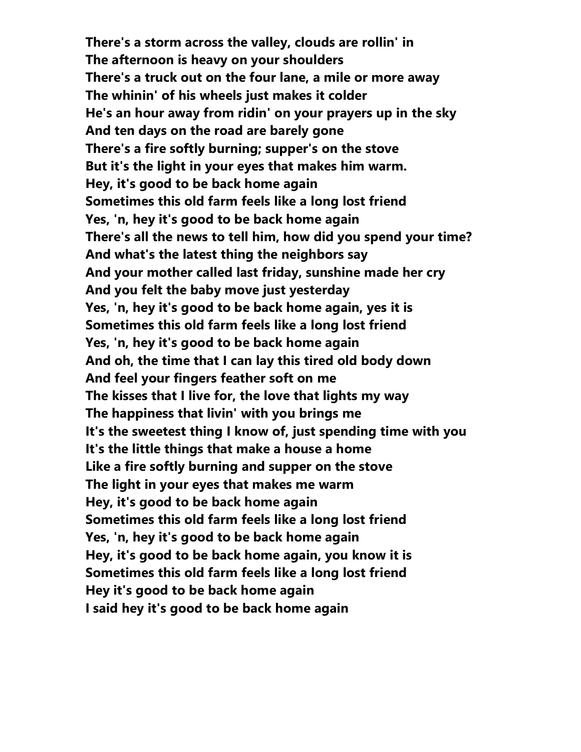There's a storm across the valley, clouds are rollin' in
The afternoon is heavy on your shoulders
There's a truck out on the four lane, a mile or more away
The whinin' of his wheels just makes it colder
He's an hour away from ridin' on your prayers up in the sky
And ten days on the road are barely gone
There's a fire softly burning; supper's on the stove
But it's the light in your eyes that makes him warm.
Hey, it's good to be back home again
Sometimes this old farm feels like a long lost friend
Yes, 'n, hey it's good to be back home again
There's all the news to tell him, how did you spend your time?
And what's the latest thing the neighbors say
And your mother called last friday, sunshine made her cry
And you felt the baby move just yesterday
Yes, 'n, hey it's good to be back home again, yes it is
Sometimes this old farm feels like a long lost friend
Yes, 'n, hey it's good to be back home again
And oh, the time that I can lay this tired old body down
And feel your fingers feather soft on me
The kisses that I live for, the love that lights my way
The happiness that livin' with you brings me
It's the sweetest thing I know of, just spending time with you
It's the little things that make a house a home
Like a fire softly burning and supper on the stove
The light in your eyes that makes me warm
Hey, it's good to be back home again
Sometimes this old farm feels like a long lost friend
Yes, 'n, hey it's good to be back home again
Hey, it's good to be back home again, you know it is
Sometimes this old farm feels like a long lost friend
Hey it's good to be back home again
I said hey it's good to be back home again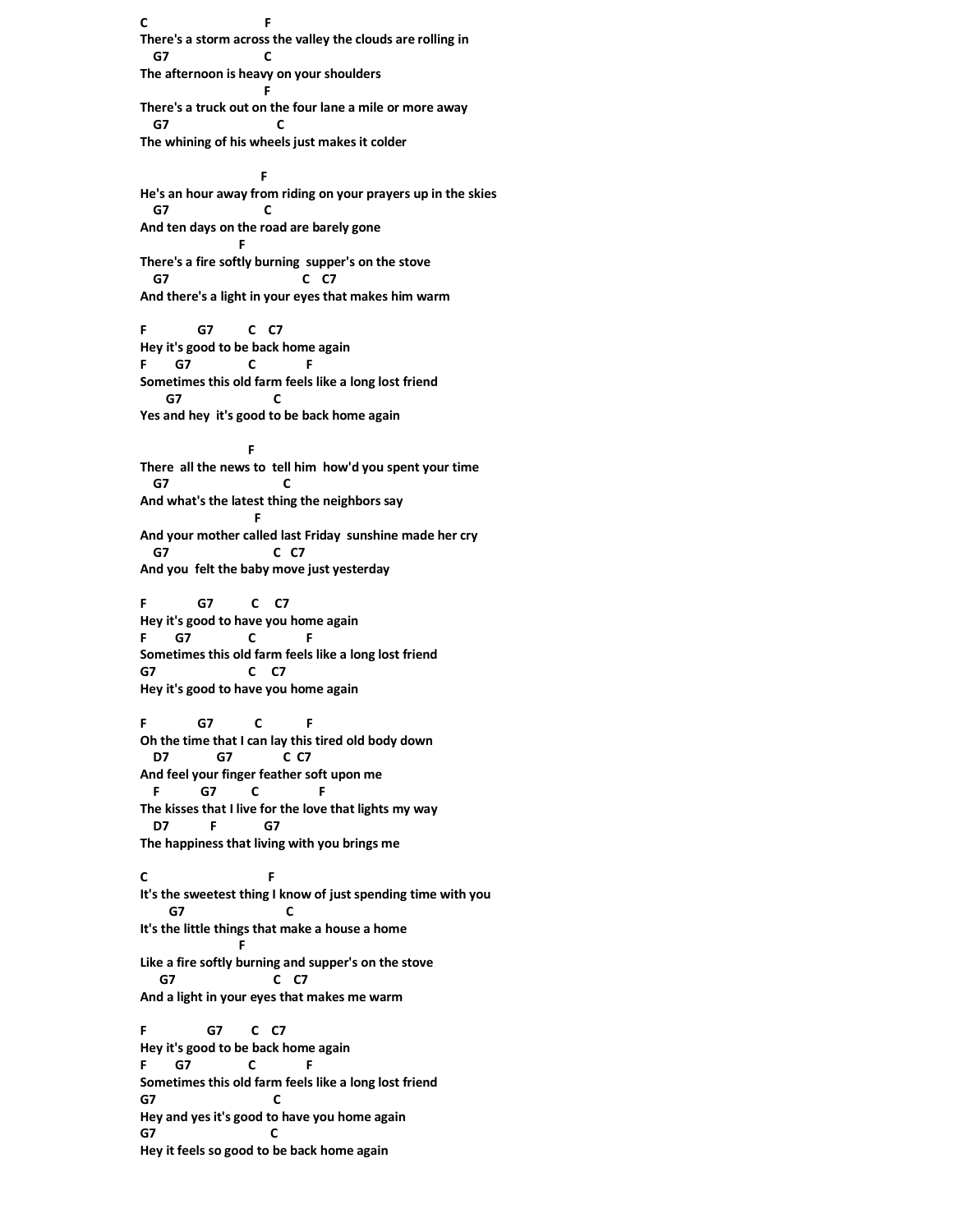```
C                              F
There's a storm across the valley the clouds are rolling in
   G7                         C
The afternoon is heavy on your shoulders
                              F
There's a truck out on the four lane a mile or more away
   G7                            C
The whining of his wheels just makes it colder

                             F
He's an hour away from riding on your prayers up in the skies
   G7                         C
And ten days on the road are barely gone
                        F
There's a fire softly burning  supper's on the stove
   G7                                  C   C7
And there's a light in your eyes that makes him warm

F             G7         C   C7
Hey it's good to be back home again
F       G7               C            F
Sometimes this old farm feels like a long lost friend
      G7                       C
Yes and hey  it's good to be back home again

                         F
There  all the news to  tell him  how'd you spent your time
   G7                           C
And what's the latest thing the neighbors say
                           F
And your mother called last Friday  sunshine made her cry
   G7                          C  C7
And you  felt the baby move just yesterday

F             G7          C    C7
Hey it's good to have you home again
F       G7               C            F
Sometimes this old farm feels like a long lost friend
G7                       C    C7
Hey it's good to have you home again

F             G7          C           F
Oh the time that I can lay this tired old body down
   D7            G7             C  C7
And feel your finger feather soft upon me
   F           G7         C                F
The kisses that I live for the love that lights my way
   D7           F            G7
The happiness that living with you brings me

C                              F
It's the sweetest thing I know of just spending time with you
      G7                          C
It's the little things that make a house a home
                        F
Like a fire softly burning and supper's on the stove
     G7                          C    C7
And a light in your eyes that makes me warm

F               G7        C   C7
Hey it's good to be back home again
F       G7               C            F
Sometimes this old farm feels like a long lost friend
G7                               C
Hey and yes it's good to have you home again
G7                              C
Hey it feels so good to be back home again
```